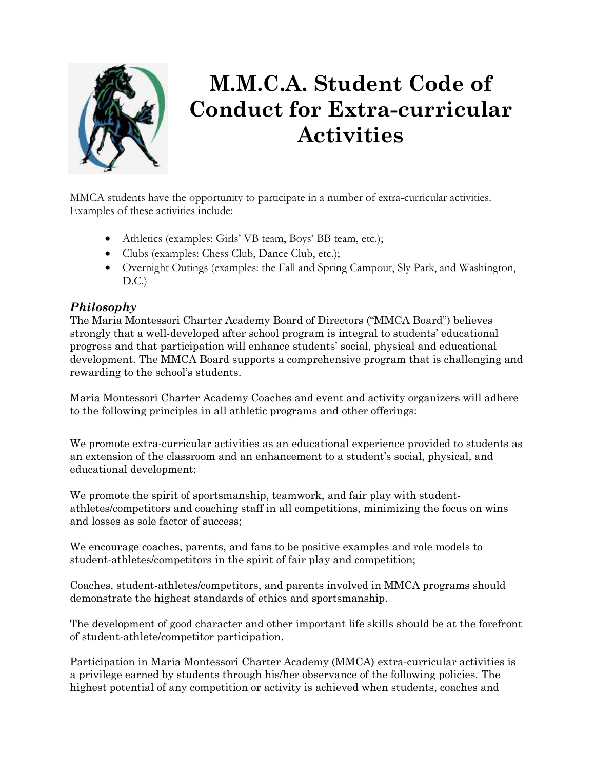# M.M.C.A. Student Code of Conduct for Extra-curricular Activities

MMCA students have the opportunity to participate in a number of extra-curricular activities. Examples of these activities include:

- Athletics (examples: Girls' VB team, Boys' BB team, etc.);
- Clubs (examples: Chess Club, Dance Club, etc.);
- Overnight Outings (examples: the Fall and Spring Campout, Sly Park, and Washington, D.C.)

## ***Philosophy***

The Maria Montessori Charter Academy Board of Directors ("MMCA Board") believes strongly that a well-developed after school program is integral to students' educational progress and that participation will enhance students' social, physical and educational development. The MMCA Board supports a comprehensive program that is challenging and rewarding to the school's students.

Maria Montessori Charter Academy Coaches and event and activity organizers will adhere to the following principles in all athletic programs and other offerings:

We promote extra-curricular activities as an educational experience provided to students as an extension of the classroom and an enhancement to a student's social, physical, and educational development;

We promote the spirit of sportsmanship, teamwork, and fair play with student-athletes/competitors and coaching staff in all competitions, minimizing the focus on wins and losses as sole factor of success;

We encourage coaches, parents, and fans to be positive examples and role models to student-athletes/competitors in the spirit of fair play and competition;

Coaches, student-athletes/competitors, and parents involved in MMCA programs should demonstrate the highest standards of ethics and sportsmanship.

The development of good character and other important life skills should be at the forefront of student-athlete/competitor participation.

Participation in Maria Montessori Charter Academy (MMCA) extra-curricular activities is a privilege earned by students through his/her observance of the following policies. The highest potential of any competition or activity is achieved when students, coaches and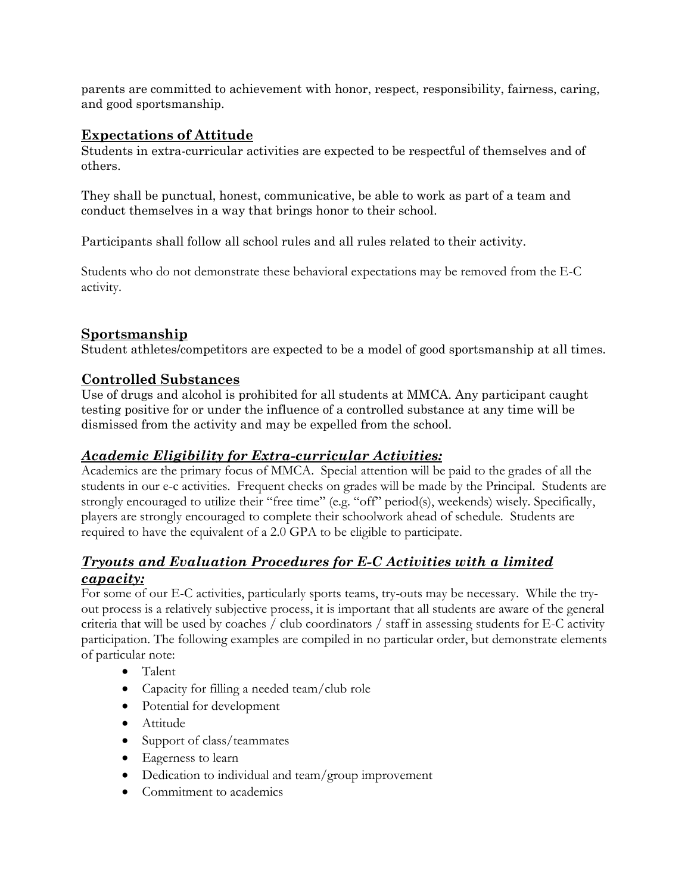parents are committed to achievement with honor, respect, responsibility, fairness, caring, and good sportsmanship.

## Expectations of Attitude

Students in extra-curricular activities are expected to be respectful of themselves and of others.

They shall be punctual, honest, communicative, be able to work as part of a team and conduct themselves in a way that brings honor to their school.

Participants shall follow all school rules and all rules related to their activity.

Students who do not demonstrate these behavioral expectations may be removed from the E-C activity.

## Sportsmanship

Student athletes/competitors are expected to be a model of good sportsmanship at all times.

## Controlled Substances

Use of drugs and alcohol is prohibited for all students at MMCA. Any participant caught testing positive for or under the influence of a controlled substance at any time will be dismissed from the activity and may be expelled from the school.

## *Academic Eligibility for Extra-curricular Activities:*

Academics are the primary focus of MMCA. Special attention will be paid to the grades of all the students in our e-c activities. Frequent checks on grades will be made by the Principal. Students are strongly encouraged to utilize their "free time" (e.g. "off" period(s), weekends) wisely. Specifically, players are strongly encouraged to complete their schoolwork ahead of schedule. Students are required to have the equivalent of a 2.0 GPA to be eligible to participate.

## *Tryouts and Evaluation Procedures for E-C Activities with a limited capacity:*

For some of our E-C activities, particularly sports teams, try-outs may be necessary. While the try-out process is a relatively subjective process, it is important that all students are aware of the general criteria that will be used by coaches / club coordinators / staff in assessing students for E-C activity participation. The following examples are compiled in no particular order, but demonstrate elements of particular note:

- Talent
- Capacity for filling a needed team/club role
- Potential for development
- Attitude
- Support of class/teammates
- Eagerness to learn
- Dedication to individual and team/group improvement
- Commitment to academics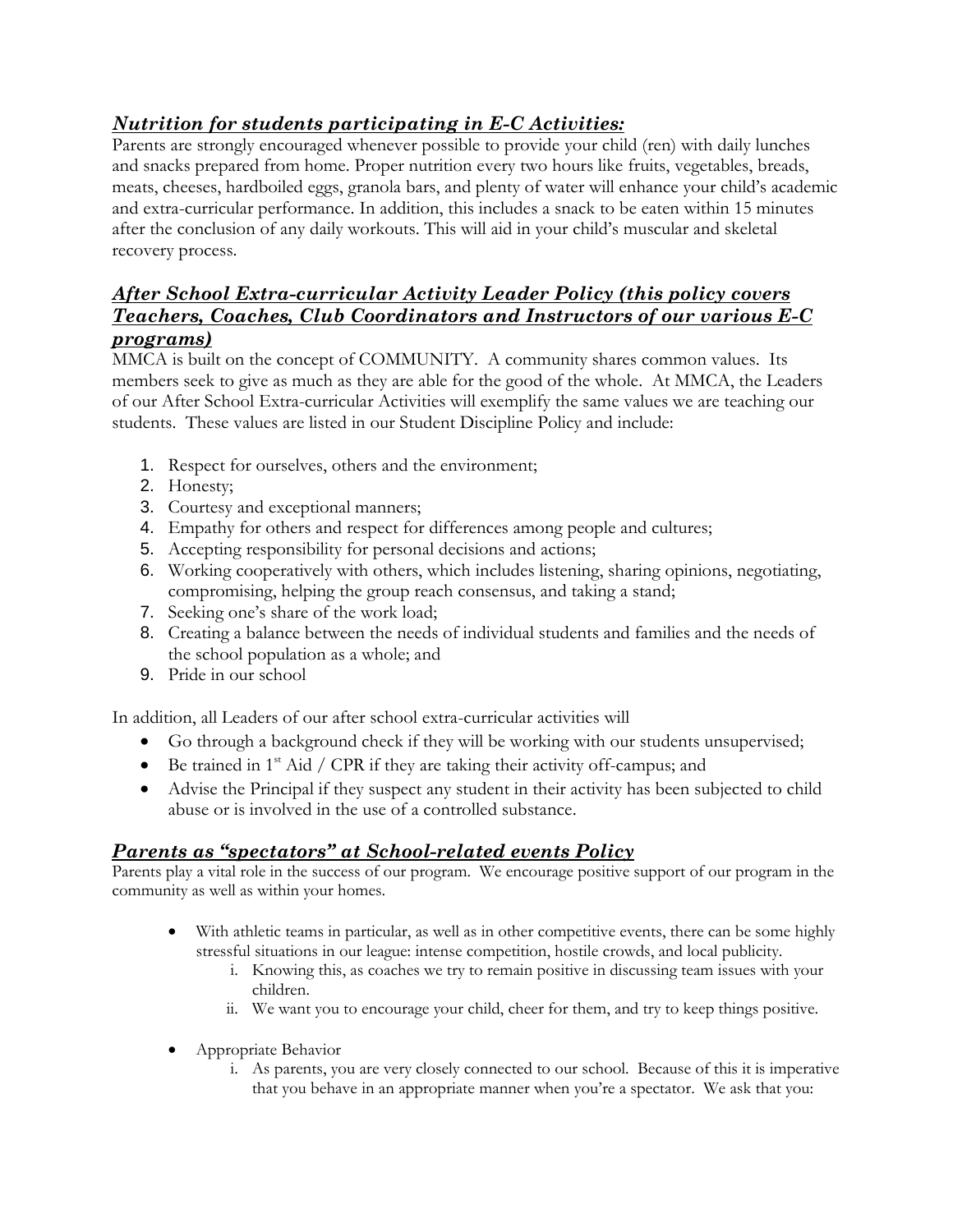## ***Nutrition for students participating in E-C Activities:***

Parents are strongly encouraged whenever possible to provide your child (ren) with daily lunches and snacks prepared from home. Proper nutrition every two hours like fruits, vegetables, breads, meats, cheeses, hardboiled eggs, granola bars, and plenty of water will enhance your child's academic and extra-curricular performance. In addition, this includes a snack to be eaten within 15 minutes after the conclusion of any daily workouts. This will aid in your child's muscular and skeletal recovery process.

## ***After School Extra-curricular Activity Leader Policy (this policy covers Teachers, Coaches, Club Coordinators and Instructors of our various E-C programs)***

MMCA is built on the concept of COMMUNITY. A community shares common values. Its members seek to give as much as they are able for the good of the whole. At MMCA, the Leaders of our After School Extra-curricular Activities will exemplify the same values we are teaching our students. These values are listed in our Student Discipline Policy and include:

1. Respect for ourselves, others and the environment;
2. Honesty;
3. Courtesy and exceptional manners;
4. Empathy for others and respect for differences among people and cultures;
5. Accepting responsibility for personal decisions and actions;
6. Working cooperatively with others, which includes listening, sharing opinions, negotiating, compromising, helping the group reach consensus, and taking a stand;
7. Seeking one's share of the work load;
8. Creating a balance between the needs of individual students and families and the needs of the school population as a whole; and
9. Pride in our school

In addition, all Leaders of our after school extra-curricular activities will

- Go through a background check if they will be working with our students unsupervised;
- Be trained in 1st Aid / CPR if they are taking their activity off-campus; and
- Advise the Principal if they suspect any student in their activity has been subjected to child abuse or is involved in the use of a controlled substance.

## ***Parents as "spectators" at School-related events Policy***

Parents play a vital role in the success of our program. We encourage positive support of our program in the community as well as within your homes.

- With athletic teams in particular, as well as in other competitive events, there can be some highly stressful situations in our league: intense competition, hostile crowds, and local publicity.
    i. Knowing this, as coaches we try to remain positive in discussing team issues with your children.
    ii. We want you to encourage your child, cheer for them, and try to keep things positive.

- Appropriate Behavior
    i. As parents, you are very closely connected to our school. Because of this it is imperative that you behave in an appropriate manner when you're a spectator. We ask that you: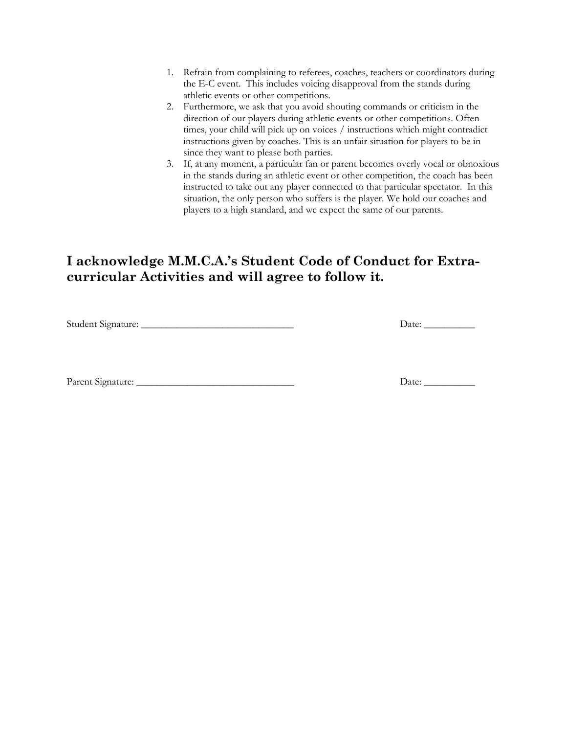1. Refrain from complaining to referees, coaches, teachers or coordinators during the E-C event. This includes voicing disapproval from the stands during athletic events or other competitions.
2. Furthermore, we ask that you avoid shouting commands or criticism in the direction of our players during athletic events or other competitions. Often times, your child will pick up on voices / instructions which might contradict instructions given by coaches. This is an unfair situation for players to be in since they want to please both parties.
3. If, at any moment, a particular fan or parent becomes overly vocal or obnoxious in the stands during an athletic event or other competition, the coach has been instructed to take out any player connected to that particular spectator. In this situation, the only person who suffers is the player. We hold our coaches and players to a high standard, and we expect the same of our parents.

## I acknowledge M.M.C.A.'s Student Code of Conduct for Extra-curricular Activities and will agree to follow it.

Student Signature: ______________________________ Date: __________

Parent Signature: _______________________________ Date: __________